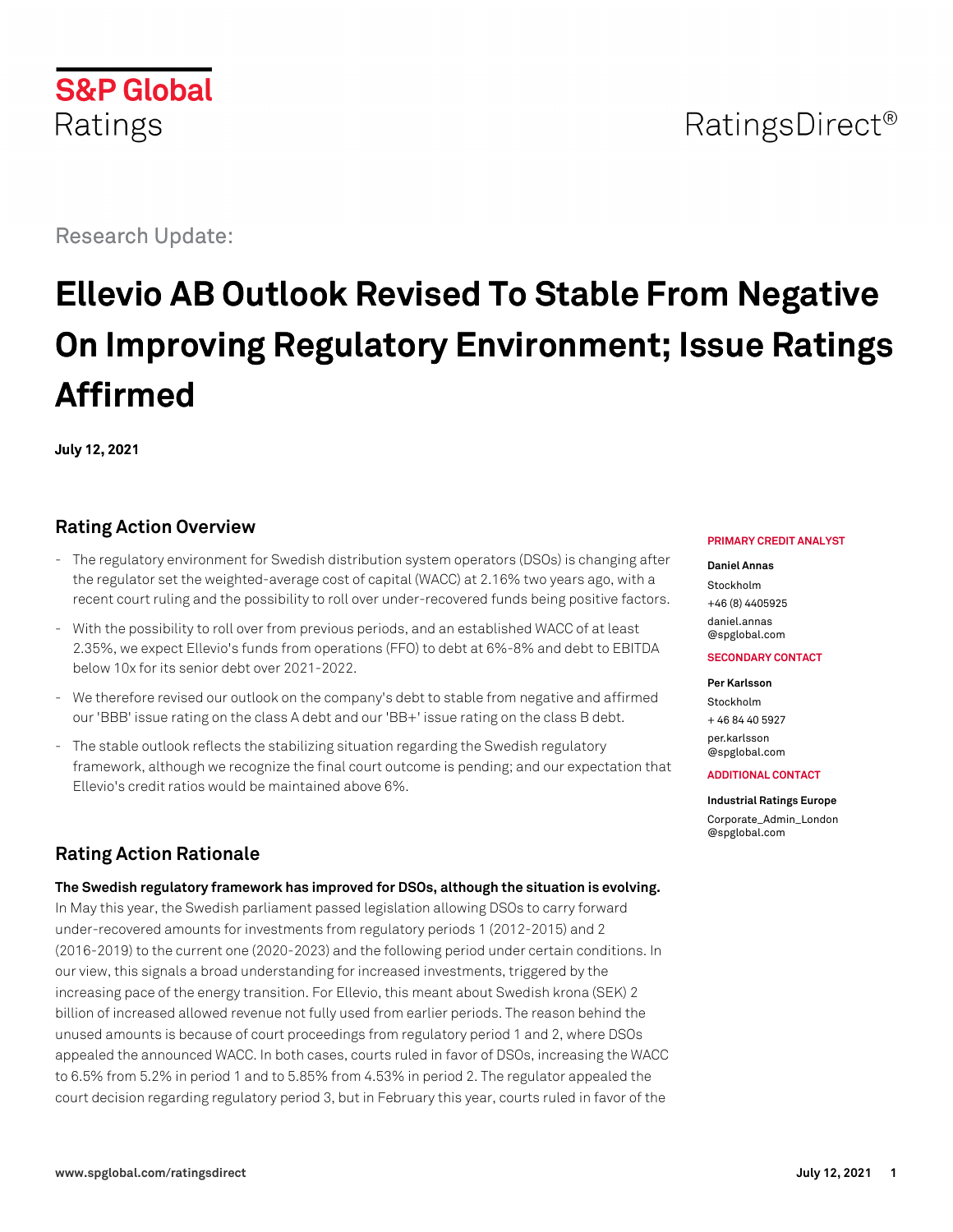S&P Global Ratings

RatingsDirect®

Research Update:

# Ellevio AB Outlook Revised To Stable From Negative On Improving Regulatory Environment; Issue Ratings Affirmed

**July 12, 2021**

## Rating Action Overview

- The regulatory environment for Swedish distribution system operators (DSOs) is changing after the regulator set the weighted-average cost of capital (WACC) at 2.16% two years ago, with a recent court ruling and the possibility to roll over under-recovered funds being positive factors.
- With the possibility to roll over from previous periods, and an established WACC of at least 2.35%, we expect Ellevio's funds from operations (FFO) to debt at 6%-8% and debt to EBITDA below 10x for its senior debt over 2021-2022.
- We therefore revised our outlook on the company's debt to stable from negative and affirmed our 'BBB' issue rating on the class A debt and our 'BB+' issue rating on the class B debt.
- The stable outlook reflects the stabilizing situation regarding the Swedish regulatory framework, although we recognize the final court outcome is pending; and our expectation that Ellevio's credit ratios would be maintained above 6%.

**PRIMARY CREDIT ANALYST**

**Daniel Annas**
Stockholm
+46 (8) 4405925
daniel.annas
@spglobal.com

**SECONDARY CONTACT**

**Per Karlsson**
Stockholm
+ 46 84 40 5927
per.karlsson
@spglobal.com

**ADDITIONAL CONTACT**

**Industrial Ratings Europe**
Corporate_Admin_London
@spglobal.com

## Rating Action Rationale

**The Swedish regulatory framework has improved for DSOs, although the situation is evolving.** In May this year, the Swedish parliament passed legislation allowing DSOs to carry forward under-recovered amounts for investments from regulatory periods 1 (2012-2015) and 2 (2016-2019) to the current one (2020-2023) and the following period under certain conditions. In our view, this signals a broad understanding for increased investments, triggered by the increasing pace of the energy transition. For Ellevio, this meant about Swedish krona (SEK) 2 billion of increased allowed revenue not fully used from earlier periods. The reason behind the unused amounts is because of court proceedings from regulatory period 1 and 2, where DSOs appealed the announced WACC. In both cases, courts ruled in favor of DSOs, increasing the WACC to 6.5% from 5.2% in period 1 and to 5.85% from 4.53% in period 2. The regulator appealed the court decision regarding regulatory period 3, but in February this year, courts ruled in favor of the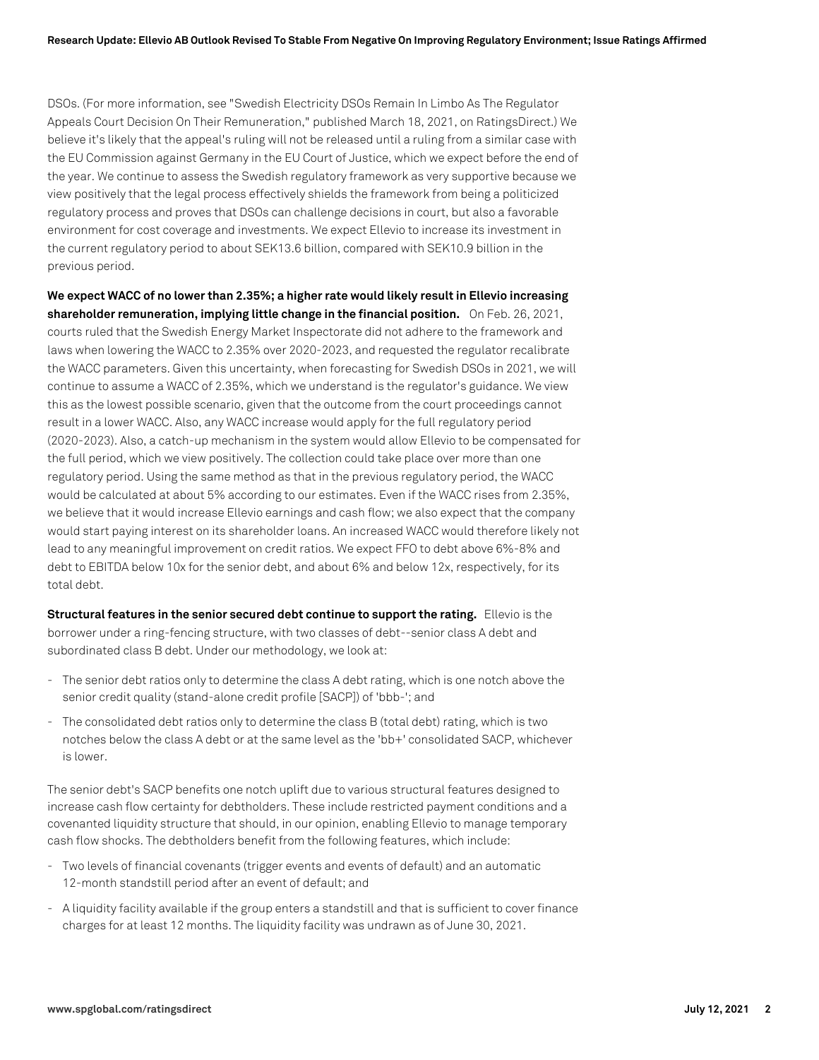DSOs. (For more information, see "Swedish Electricity DSOs Remain In Limbo As The Regulator Appeals Court Decision On Their Remuneration," published March 18, 2021, on RatingsDirect.) We believe it's likely that the appeal's ruling will not be released until a ruling from a similar case with the EU Commission against Germany in the EU Court of Justice, which we expect before the end of the year. We continue to assess the Swedish regulatory framework as very supportive because we view positively that the legal process effectively shields the framework from being a politicized regulatory process and proves that DSOs can challenge decisions in court, but also a favorable environment for cost coverage and investments. We expect Ellevio to increase its investment in the current regulatory period to about SEK13.6 billion, compared with SEK10.9 billion in the previous period.

**We expect WACC of no lower than 2.35%; a higher rate would likely result in Ellevio increasing shareholder remuneration, implying little change in the financial position.** On Feb. 26, 2021, courts ruled that the Swedish Energy Market Inspectorate did not adhere to the framework and laws when lowering the WACC to 2.35% over 2020-2023, and requested the regulator recalibrate the WACC parameters. Given this uncertainty, when forecasting for Swedish DSOs in 2021, we will continue to assume a WACC of 2.35%, which we understand is the regulator's guidance. We view this as the lowest possible scenario, given that the outcome from the court proceedings cannot result in a lower WACC. Also, any WACC increase would apply for the full regulatory period (2020-2023). Also, a catch-up mechanism in the system would allow Ellevio to be compensated for the full period, which we view positively. The collection could take place over more than one regulatory period. Using the same method as that in the previous regulatory period, the WACC would be calculated at about 5% according to our estimates. Even if the WACC rises from 2.35%, we believe that it would increase Ellevio earnings and cash flow; we also expect that the company would start paying interest on its shareholder loans. An increased WACC would therefore likely not lead to any meaningful improvement on credit ratios. We expect FFO to debt above 6%-8% and debt to EBITDA below 10x for the senior debt, and about 6% and below 12x, respectively, for its total debt.

**Structural features in the senior secured debt continue to support the rating.** Ellevio is the borrower under a ring-fencing structure, with two classes of debt--senior class A debt and subordinated class B debt. Under our methodology, we look at:

- The senior debt ratios only to determine the class A debt rating, which is one notch above the senior credit quality (stand-alone credit profile [SACP]) of 'bbb-'; and
- The consolidated debt ratios only to determine the class B (total debt) rating, which is two notches below the class A debt or at the same level as the 'bb+' consolidated SACP, whichever is lower.

The senior debt's SACP benefits one notch uplift due to various structural features designed to increase cash flow certainty for debtholders. These include restricted payment conditions and a covenanted liquidity structure that should, in our opinion, enabling Ellevio to manage temporary cash flow shocks. The debtholders benefit from the following features, which include:

- Two levels of financial covenants (trigger events and events of default) and an automatic 12-month standstill period after an event of default; and
- A liquidity facility available if the group enters a standstill and that is sufficient to cover finance charges for at least 12 months. The liquidity facility was undrawn as of June 30, 2021.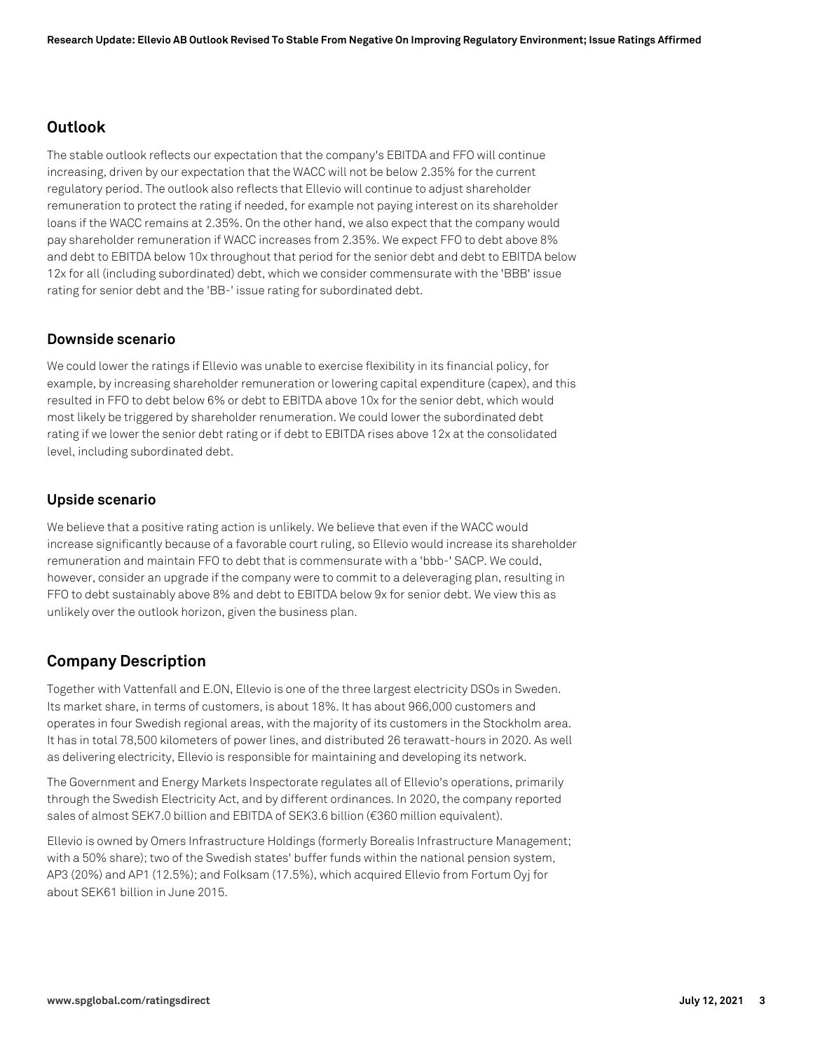## Outlook

The stable outlook reflects our expectation that the company's EBITDA and FFO will continue increasing, driven by our expectation that the WACC will not be below 2.35% for the current regulatory period. The outlook also reflects that Ellevio will continue to adjust shareholder remuneration to protect the rating if needed, for example not paying interest on its shareholder loans if the WACC remains at 2.35%. On the other hand, we also expect that the company would pay shareholder remuneration if WACC increases from 2.35%. We expect FFO to debt above 8% and debt to EBITDA below 10x throughout that period for the senior debt and debt to EBITDA below 12x for all (including subordinated) debt, which we consider commensurate with the 'BBB' issue rating for senior debt and the 'BB-' issue rating for subordinated debt.

### Downside scenario

We could lower the ratings if Ellevio was unable to exercise flexibility in its financial policy, for example, by increasing shareholder remuneration or lowering capital expenditure (capex), and this resulted in FFO to debt below 6% or debt to EBITDA above 10x for the senior debt, which would most likely be triggered by shareholder remuneration. We could lower the subordinated debt rating if we lower the senior debt rating or if debt to EBITDA rises above 12x at the consolidated level, including subordinated debt.

### Upside scenario

We believe that a positive rating action is unlikely. We believe that even if the WACC would increase significantly because of a favorable court ruling, so Ellevio would increase its shareholder remuneration and maintain FFO to debt that is commensurate with a 'bbb-' SACP. We could, however, consider an upgrade if the company were to commit to a deleveraging plan, resulting in FFO to debt sustainably above 8% and debt to EBITDA below 9x for senior debt. We view this as unlikely over the outlook horizon, given the business plan.

## Company Description

Together with Vattenfall and E.ON, Ellevio is one of the three largest electricity DSOs in Sweden. Its market share, in terms of customers, is about 18%. It has about 966,000 customers and operates in four Swedish regional areas, with the majority of its customers in the Stockholm area. It has in total 78,500 kilometers of power lines, and distributed 26 terawatt-hours in 2020. As well as delivering electricity, Ellevio is responsible for maintaining and developing its network.

The Government and Energy Markets Inspectorate regulates all of Ellevio's operations, primarily through the Swedish Electricity Act, and by different ordinances. In 2020, the company reported sales of almost SEK7.0 billion and EBITDA of SEK3.6 billion (€360 million equivalent).

Ellevio is owned by Omers Infrastructure Holdings (formerly Borealis Infrastructure Management; with a 50% share); two of the Swedish states' buffer funds within the national pension system, AP3 (20%) and AP1 (12.5%); and Folksam (17.5%), which acquired Ellevio from Fortum Oyj for about SEK61 billion in June 2015.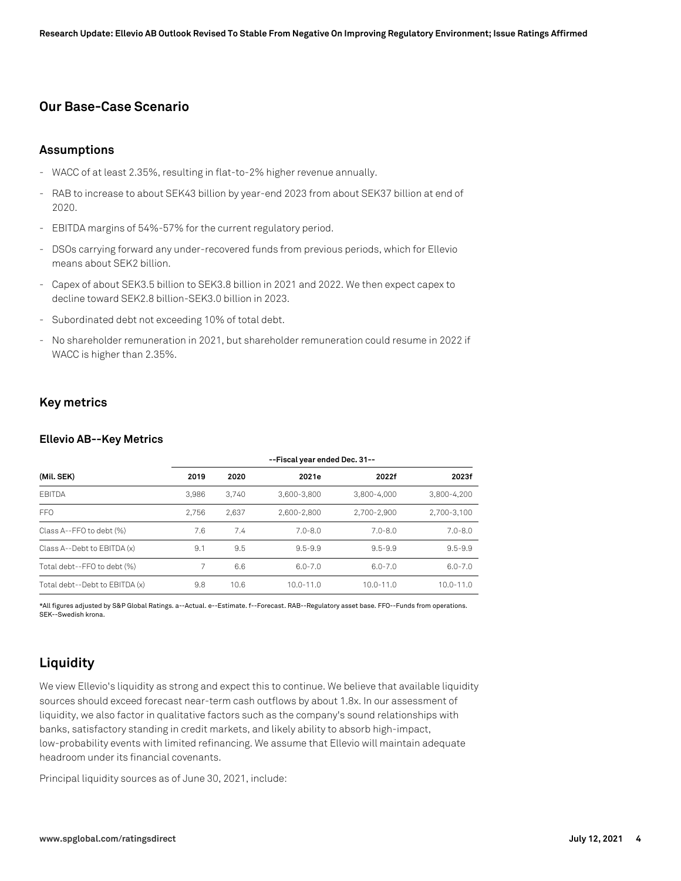## Our Base-Case Scenario

### Assumptions

- WACC of at least 2.35%, resulting in flat-to-2% higher revenue annually.
- RAB to increase to about SEK43 billion by year-end 2023 from about SEK37 billion at end of 2020.
- EBITDA margins of 54%-57% for the current regulatory period.
- DSOs carrying forward any under-recovered funds from previous periods, which for Ellevio means about SEK2 billion.
- Capex of about SEK3.5 billion to SEK3.8 billion in 2021 and 2022. We then expect capex to decline toward SEK2.8 billion-SEK3.0 billion in 2023.
- Subordinated debt not exceeding 10% of total debt.
- No shareholder remuneration in 2021, but shareholder remuneration could resume in 2022 if WACC is higher than 2.35%.

### Key metrics

#### Ellevio AB--Key Metrics

| | --Fiscal year ended Dec. 31-- | | | | |
|---|---|---|---|---|---|
| (Mil. SEK) | 2019 | 2020 | 2021e | 2022f | 2023f |
| EBITDA | 3,986 | 3,740 | 3,600-3,800 | 3,800-4,000 | 3,800-4,200 |
| FFO | 2,756 | 2,637 | 2,600-2,800 | 2,700-2,900 | 2,700-3,100 |
| Class A--FFO to debt (%) | 7.6 | 7.4 | 7.0-8.0 | 7.0-8.0 | 7.0-8.0 |
| Class A--Debt to EBITDA (x) | 9.1 | 9.5 | 9.5-9.9 | 9.5-9.9 | 9.5-9.9 |
| Total debt--FFO to debt (%) | 7 | 6.6 | 6.0-7.0 | 6.0-7.0 | 6.0-7.0 |
| Total debt--Debt to EBITDA (x) | 9.8 | 10.6 | 10.0-11.0 | 10.0-11.0 | 10.0-11.0 |

*All figures adjusted by S&P Global Ratings. a--Actual. e--Estimate. f--Forecast. RAB--Regulatory asset base. FFO--Funds from operations. SEK--Swedish krona.

## Liquidity

We view Ellevio's liquidity as strong and expect this to continue. We believe that available liquidity sources should exceed forecast near-term cash outflows by about 1.8x. In our assessment of liquidity, we also factor in qualitative factors such as the company's sound relationships with banks, satisfactory standing in credit markets, and likely ability to absorb high-impact, low-probability events with limited refinancing. We assume that Ellevio will maintain adequate headroom under its financial covenants.

Principal liquidity sources as of June 30, 2021, include: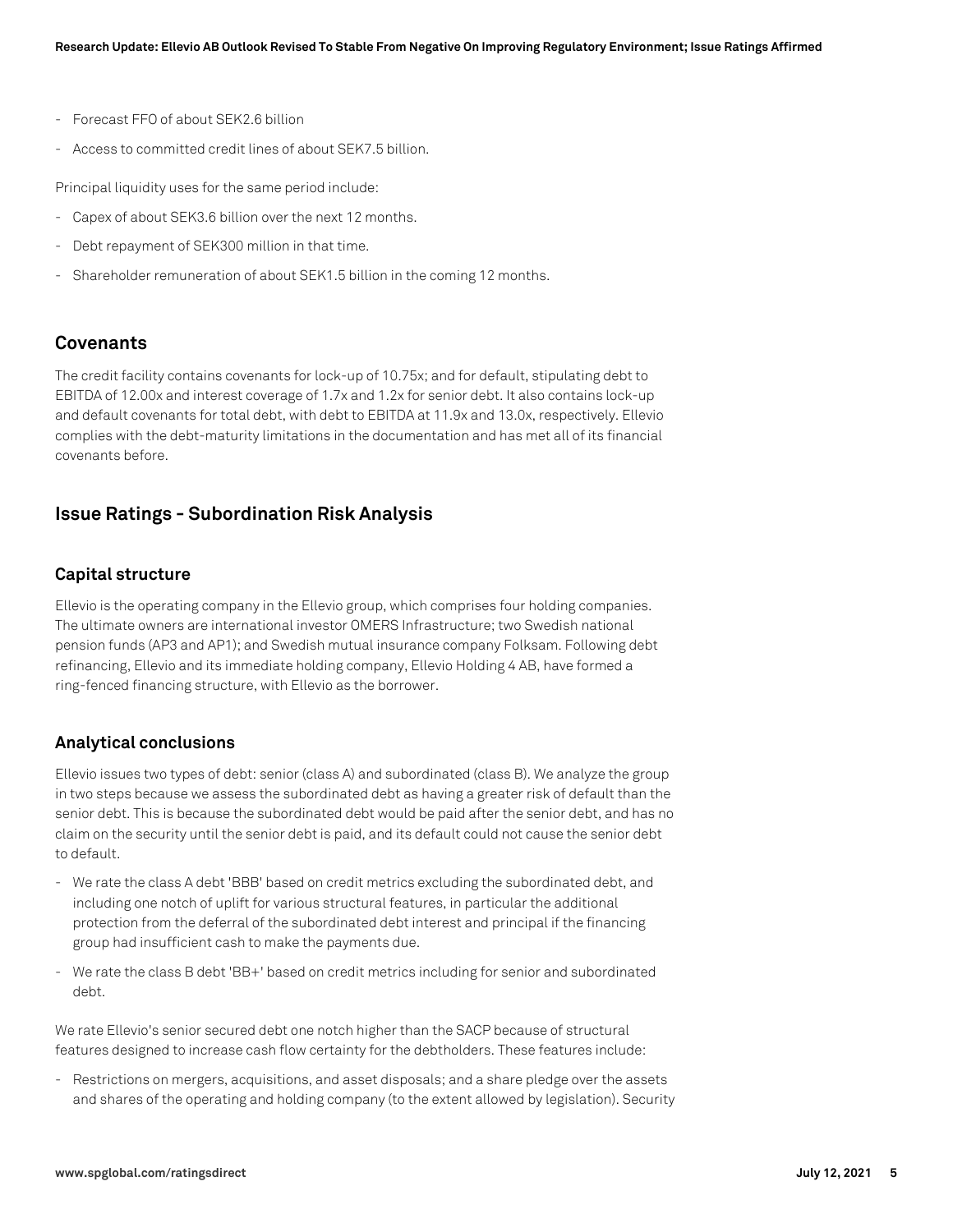- Forecast FFO of about SEK2.6 billion
- Access to committed credit lines of about SEK7.5 billion.

Principal liquidity uses for the same period include:

- Capex of about SEK3.6 billion over the next 12 months.
- Debt repayment of SEK300 million in that time.
- Shareholder remuneration of about SEK1.5 billion in the coming 12 months.

## Covenants

The credit facility contains covenants for lock-up of 10.75x; and for default, stipulating debt to EBITDA of 12.00x and interest coverage of 1.7x and 1.2x for senior debt. It also contains lock-up and default covenants for total debt, with debt to EBITDA at 11.9x and 13.0x, respectively. Ellevio complies with the debt-maturity limitations in the documentation and has met all of its financial covenants before.

## Issue Ratings - Subordination Risk Analysis

### Capital structure

Ellevio is the operating company in the Ellevio group, which comprises four holding companies. The ultimate owners are international investor OMERS Infrastructure; two Swedish national pension funds (AP3 and AP1); and Swedish mutual insurance company Folksam. Following debt refinancing, Ellevio and its immediate holding company, Ellevio Holding 4 AB, have formed a ring-fenced financing structure, with Ellevio as the borrower.

### Analytical conclusions

Ellevio issues two types of debt: senior (class A) and subordinated (class B). We analyze the group in two steps because we assess the subordinated debt as having a greater risk of default than the senior debt. This is because the subordinated debt would be paid after the senior debt, and has no claim on the security until the senior debt is paid, and its default could not cause the senior debt to default.

- We rate the class A debt 'BBB' based on credit metrics excluding the subordinated debt, and including one notch of uplift for various structural features, in particular the additional protection from the deferral of the subordinated debt interest and principal if the financing group had insufficient cash to make the payments due.
- We rate the class B debt 'BB+' based on credit metrics including for senior and subordinated debt.

We rate Ellevio's senior secured debt one notch higher than the SACP because of structural features designed to increase cash flow certainty for the debtholders. These features include:

- Restrictions on mergers, acquisitions, and asset disposals; and a share pledge over the assets and shares of the operating and holding company (to the extent allowed by legislation). Security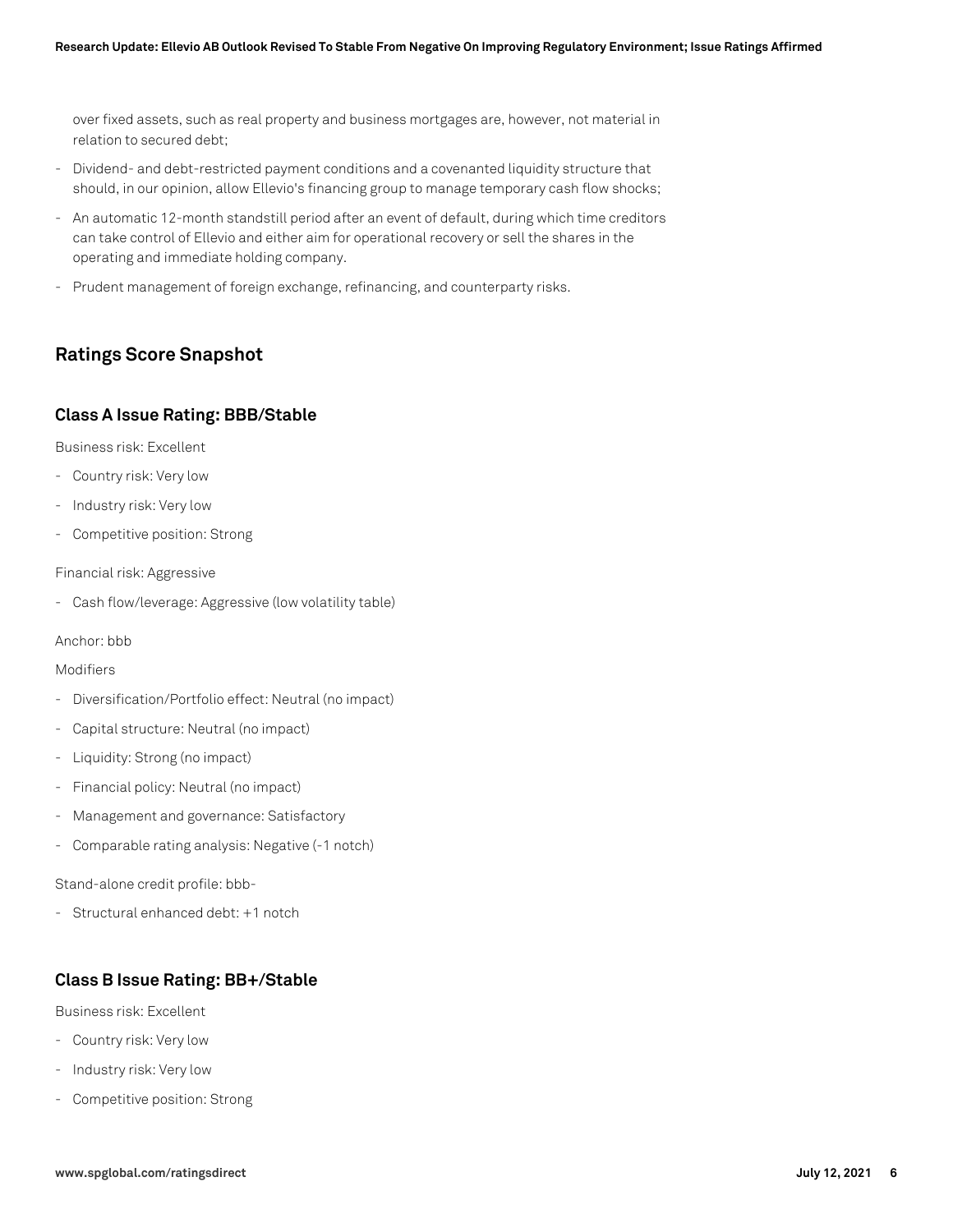over fixed assets, such as real property and business mortgages are, however, not material in relation to secured debt;

- Dividend- and debt-restricted payment conditions and a covenanted liquidity structure that should, in our opinion, allow Ellevio's financing group to manage temporary cash flow shocks;
- An automatic 12-month standstill period after an event of default, during which time creditors can take control of Ellevio and either aim for operational recovery or sell the shares in the operating and immediate holding company.
- Prudent management of foreign exchange, refinancing, and counterparty risks.

## Ratings Score Snapshot

### Class A Issue Rating: BBB/Stable

Business risk: Excellent

- Country risk: Very low
- Industry risk: Very low
- Competitive position: Strong

Financial risk: Aggressive

- Cash flow/leverage: Aggressive (low volatility table)

Anchor: bbb

Modifiers

- Diversification/Portfolio effect: Neutral (no impact)
- Capital structure: Neutral (no impact)
- Liquidity: Strong (no impact)
- Financial policy: Neutral (no impact)
- Management and governance: Satisfactory
- Comparable rating analysis: Negative (-1 notch)

Stand-alone credit profile: bbb-

- Structural enhanced debt: +1 notch

### Class B Issue Rating: BB+/Stable

Business risk: Excellent

- Country risk: Very low
- Industry risk: Very low
- Competitive position: Strong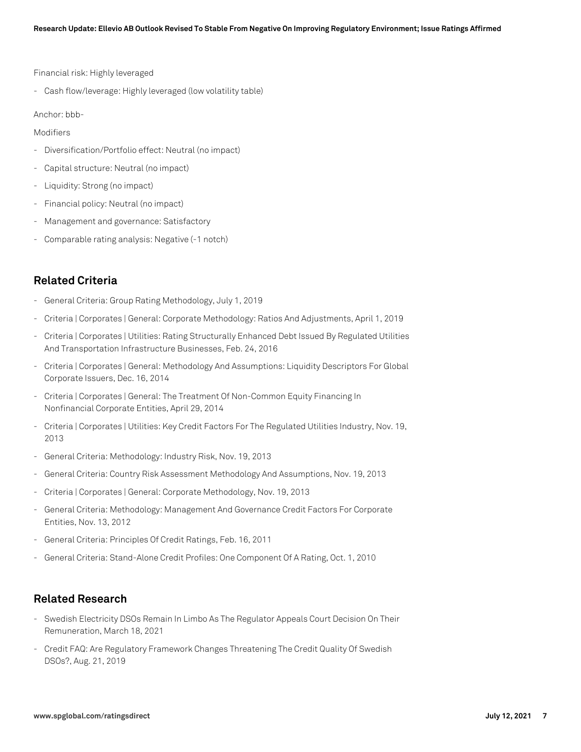Financial risk: Highly leveraged

- Cash flow/leverage: Highly leveraged (low volatility table)

Anchor: bbb-

Modifiers

- Diversification/Portfolio effect: Neutral (no impact)
- Capital structure: Neutral (no impact)
- Liquidity: Strong (no impact)
- Financial policy: Neutral (no impact)
- Management and governance: Satisfactory
- Comparable rating analysis: Negative (-1 notch)

## Related Criteria

- General Criteria: Group Rating Methodology, July 1, 2019
- Criteria | Corporates | General: Corporate Methodology: Ratios And Adjustments, April 1, 2019
- Criteria | Corporates | Utilities: Rating Structurally Enhanced Debt Issued By Regulated Utilities And Transportation Infrastructure Businesses, Feb. 24, 2016
- Criteria | Corporates | General: Methodology And Assumptions: Liquidity Descriptors For Global Corporate Issuers, Dec. 16, 2014
- Criteria | Corporates | General: The Treatment Of Non-Common Equity Financing In Nonfinancial Corporate Entities, April 29, 2014
- Criteria | Corporates | Utilities: Key Credit Factors For The Regulated Utilities Industry, Nov. 19, 2013
- General Criteria: Methodology: Industry Risk, Nov. 19, 2013
- General Criteria: Country Risk Assessment Methodology And Assumptions, Nov. 19, 2013
- Criteria | Corporates | General: Corporate Methodology, Nov. 19, 2013
- General Criteria: Methodology: Management And Governance Credit Factors For Corporate Entities, Nov. 13, 2012
- General Criteria: Principles Of Credit Ratings, Feb. 16, 2011
- General Criteria: Stand-Alone Credit Profiles: One Component Of A Rating, Oct. 1, 2010

## Related Research

- Swedish Electricity DSOs Remain In Limbo As The Regulator Appeals Court Decision On Their Remuneration, March 18, 2021
- Credit FAQ: Are Regulatory Framework Changes Threatening The Credit Quality Of Swedish DSOs?, Aug. 21, 2019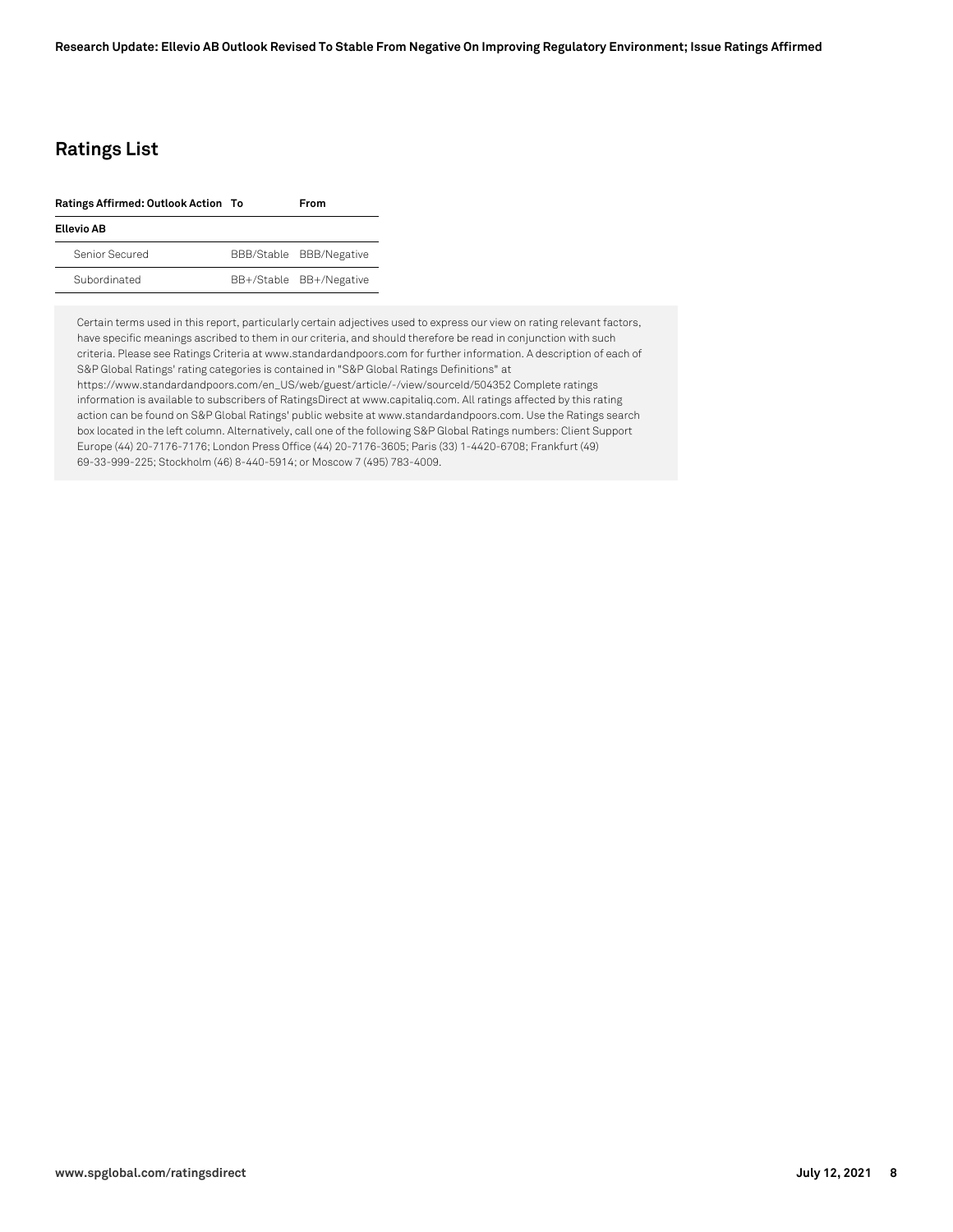## Ratings List

| Ratings Affirmed: Outlook Action | To | From |
|---|---|---|
| **Ellevio AB** | | |
| Senior Secured | BBB/Stable | BBB/Negative |
| Subordinated | BB+/Stable | BB+/Negative |

Certain terms used in this report, particularly certain adjectives used to express our view on rating relevant factors, have specific meanings ascribed to them in our criteria, and should therefore be read in conjunction with such criteria. Please see Ratings Criteria at www.standardandpoors.com for further information. A description of each of S&P Global Ratings' rating categories is contained in "S&P Global Ratings Definitions" at https://www.standardandpoors.com/en_US/web/guest/article/-/view/sourceId/504352 Complete ratings information is available to subscribers of RatingsDirect at www.capitaliq.com. All ratings affected by this rating action can be found on S&P Global Ratings' public website at www.standardandpoors.com. Use the Ratings search box located in the left column. Alternatively, call one of the following S&P Global Ratings numbers: Client Support Europe (44) 20-7176-7176; London Press Office (44) 20-7176-3605; Paris (33) 1-4420-6708; Frankfurt (49) 69-33-999-225; Stockholm (46) 8-440-5914; or Moscow 7 (495) 783-4009.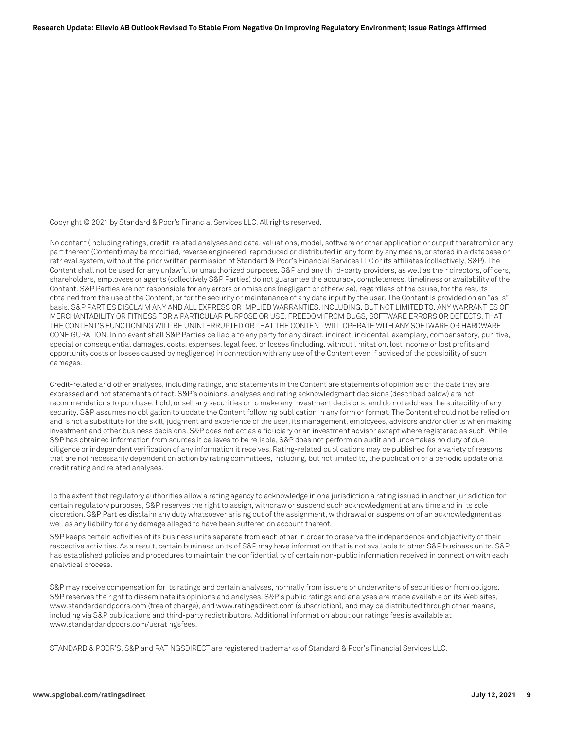Copyright © 2021 by Standard & Poor's Financial Services LLC. All rights reserved.

No content (including ratings, credit-related analyses and data, valuations, model, software or other application or output therefrom) or any part thereof (Content) may be modified, reverse engineered, reproduced or distributed in any form by any means, or stored in a database or retrieval system, without the prior written permission of Standard & Poor's Financial Services LLC or its affiliates (collectively, S&P). The Content shall not be used for any unlawful or unauthorized purposes. S&P and any third-party providers, as well as their directors, officers, shareholders, employees or agents (collectively S&P Parties) do not guarantee the accuracy, completeness, timeliness or availability of the Content. S&P Parties are not responsible for any errors or omissions (negligent or otherwise), regardless of the cause, for the results obtained from the use of the Content, or for the security or maintenance of any data input by the user. The Content is provided on an "as is" basis. S&P PARTIES DISCLAIM ANY AND ALL EXPRESS OR IMPLIED WARRANTIES, INCLUDING, BUT NOT LIMITED TO, ANY WARRANTIES OF MERCHANTABILITY OR FITNESS FOR A PARTICULAR PURPOSE OR USE, FREEDOM FROM BUGS, SOFTWARE ERRORS OR DEFECTS, THAT THE CONTENT'S FUNCTIONING WILL BE UNINTERRUPTED OR THAT THE CONTENT WILL OPERATE WITH ANY SOFTWARE OR HARDWARE CONFIGURATION. In no event shall S&P Parties be liable to any party for any direct, indirect, incidental, exemplary, compensatory, punitive, special or consequential damages, costs, expenses, legal fees, or losses (including, without limitation, lost income or lost profits and opportunity costs or losses caused by negligence) in connection with any use of the Content even if advised of the possibility of such damages.

Credit-related and other analyses, including ratings, and statements in the Content are statements of opinion as of the date they are expressed and not statements of fact. S&P's opinions, analyses and rating acknowledgment decisions (described below) are not recommendations to purchase, hold, or sell any securities or to make any investment decisions, and do not address the suitability of any security. S&P assumes no obligation to update the Content following publication in any form or format. The Content should not be relied on and is not a substitute for the skill, judgment and experience of the user, its management, employees, advisors and/or clients when making investment and other business decisions. S&P does not act as a fiduciary or an investment advisor except where registered as such. While S&P has obtained information from sources it believes to be reliable, S&P does not perform an audit and undertakes no duty of due diligence or independent verification of any information it receives. Rating-related publications may be published for a variety of reasons that are not necessarily dependent on action by rating committees, including, but not limited to, the publication of a periodic update on a credit rating and related analyses.

To the extent that regulatory authorities allow a rating agency to acknowledge in one jurisdiction a rating issued in another jurisdiction for certain regulatory purposes, S&P reserves the right to assign, withdraw or suspend such acknowledgment at any time and in its sole discretion. S&P Parties disclaim any duty whatsoever arising out of the assignment, withdrawal or suspension of an acknowledgment as well as any liability for any damage alleged to have been suffered on account thereof.

S&P keeps certain activities of its business units separate from each other in order to preserve the independence and objectivity of their respective activities. As a result, certain business units of S&P may have information that is not available to other S&P business units. S&P has established policies and procedures to maintain the confidentiality of certain non-public information received in connection with each analytical process.

S&P may receive compensation for its ratings and certain analyses, normally from issuers or underwriters of securities or from obligors. S&P reserves the right to disseminate its opinions and analyses. S&P's public ratings and analyses are made available on its Web sites, www.standardandpoors.com (free of charge), and www.ratingsdirect.com (subscription), and may be distributed through other means, including via S&P publications and third-party redistributors. Additional information about our ratings fees is available at www.standardandpoors.com/usratingsfees.

STANDARD & POOR'S, S&P and RATINGSDIRECT are registered trademarks of Standard & Poor's Financial Services LLC.